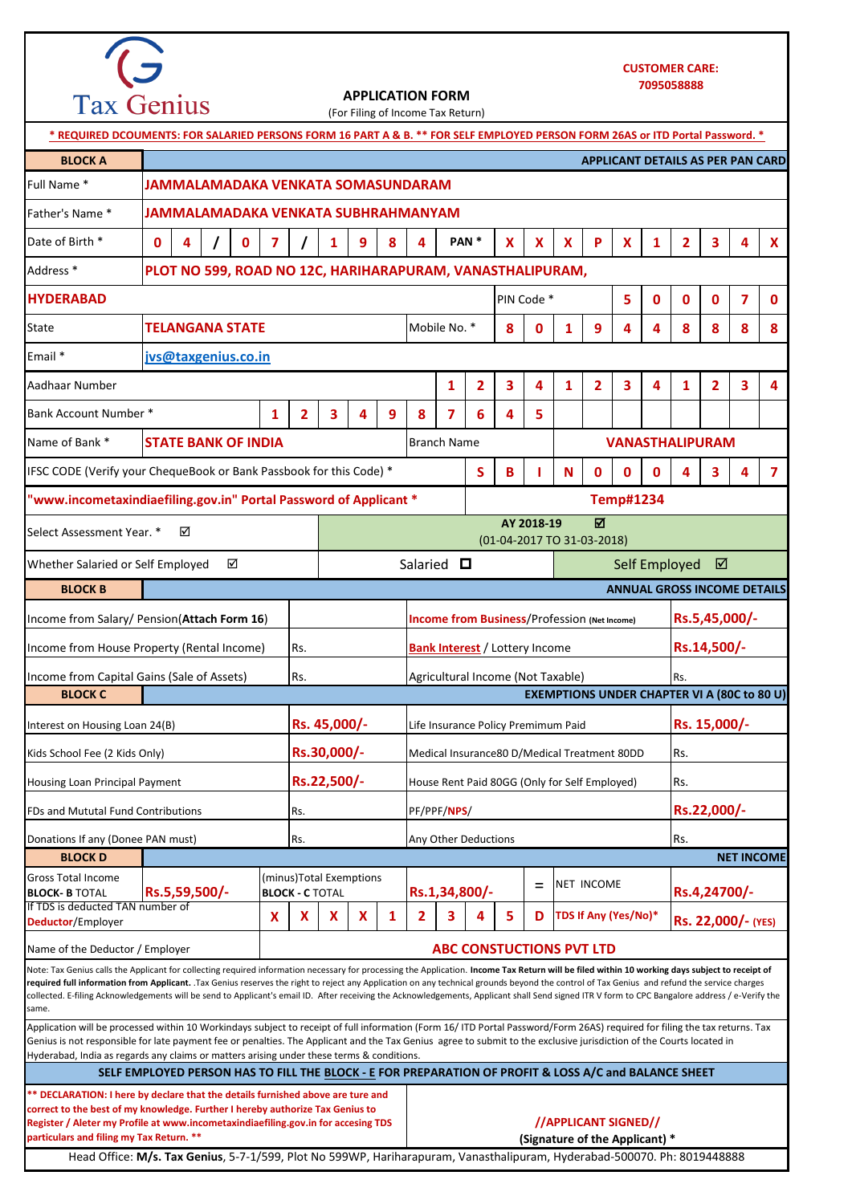Tax Genius

**CUSTOMER CARE: 7095058888**

## APPLICATION FORM

(For Filing of Income Tax Return)

**\* REQUIRED DCOUMENTS: FOR SALARIED PERSONS FORM 16 PART A & B. \*\* FOR SELF EMPLOYED PERSON FORM 26AS or ITD Portal Password. \***

| **BLOCK A** | **APPLICANT DETAILS AS PER PAN CARD** |
|---|---|
| Full Name * | JAMMALAMADAKA VENKATA SOMASUNDARAM |
| Father's Name * | JAMMALAMADAKA VENKATA SUBHRAHMANYAM |
| Date of Birth * | 04/07/1984 |
| PAN * | XXXPX1234X |
| Address * | PLOT NO 599, ROAD NO 12C, HARIHARAPURAM, VANASTHALIPURAM, HYDERABAD |
| PIN Code * | 500070 |
| State | TELANGANA STATE |
| Mobile No. * | 8019448888 |
| Email * | jvs@taxgenius.co.in |
| Aadhaar Number | 123412341234 |
| Bank Account Number * | 1234987645 |
| Name of Bank * | STATE BANK OF INDIA |
| Branch Name | VANASTHALIPURAM |
| IFSC CODE (Verify your ChequeBook or Bank Passbook for this Code) * | SBIN0004347 |
| "www.incometaxindiaefiling.gov.in" Portal Password of Applicant * | Temp#1234 |
| Select Assessment Year. * ☑ | AY 2018-19 ☑ (01-04-2017 TO 31-03-2018) |
| Whether Salaried or Self Employed ☑ | Salaried ☐ / Self Employed ☑ |

| **BLOCK B** | | **ANNUAL GROSS INCOME DETAILS** | |
|---|---|---|---|
| Income from Salary/ Pension(**Attach Form 16**) | | Income from Business/Profession (Net Income) | Rs.5,45,000/- |
| Income from House Property (Rental Income) | Rs. | Bank Interest / Lottery Income | Rs.14,500/- |
| Income from Capital Gains (Sale of Assets) | Rs. | Agricultural Income (Not Taxable) | Rs. |

| **BLOCK C** | | **EXEMPTIONS UNDER CHAPTER VI A (80C to 80 U)** | |
|---|---|---|---|
| Interest on Housing Loan 24(B) | Rs. 45,000/- | Life Insurance Policy Premimum Paid | Rs. 15,000/- |
| Kids School Fee (2 Kids Only) | Rs.30,000/- | Medical Insurance80 D/Medical Treatment 80DD | Rs. |
| Housing Loan Principal Payment | Rs.22,500/- | House Rent Paid 80GG (Only for Self Employed) | Rs. |
| FDs and Mututal Fund Contributions | Rs. | PF/PPF/NPS/ | Rs.22,000/- |
| Donations If any (Donee PAN must) | Rs. | Any Other Deductions | Rs. |

| **BLOCK D** | | | | | **NET INCOME** |
|---|---|---|---|---|---|
| Gross Total Income BLOCK- B TOTAL | Rs.5,59,500/- | (minus)Total Exemptions BLOCK - C TOTAL | Rs.1,34,800/- | = NET INCOME | Rs.4,24700/- |
| If TDS is deducted TAN number of Deductor/Employer | XXXX12345D | | | TDS If Any (Yes/No)* | Rs. 22,000/- (YES) |
| Name of the Deductor / Employer | ABC CONSTUCTIONS PVT LTD | | | | |

Note: Tax Genius calls the Applicant for collecting required information necessary for processing the Application. **Income Tax Return will be filed within 10 working days subject to receipt of required full information from Applicant.** .Tax Genius reserves the right to reject any Application on any technical grounds beyond the control of Tax Genius and refund the service charges collected. E-filing Acknowledgements will be send to Applicant's email ID. After receiving the Acknowledgements, Applicant shall Send signed ITR V form to CPC Bangalore address / e-Verify the same.

Application will be processed within 10 Workindays subject to receipt of full information (Form 16/ ITD Portal Password/Form 26AS) required for filing the tax returns. Tax Genius is not responsible for late payment fee or penalties. The Applicant and the Tax Genius agree to submit to the exclusive jurisdiction of the Courts located in Hyderabad, India as regards any claims or matters arising under these terms & conditions.

**SELF EMPLOYED PERSON HAS TO FILL THE BLOCK - E FOR PREPARATION OF PROFIT & LOSS A/C and BALANCE SHEET**

**\*\* DECLARATION: I here by declare that the details furnished above are ture and correct to the best of my knowledge. Further I hereby authorize Tax Genius to Register / Aleter my Profile at www.incometaxindiaefiling.gov.in for accesing TDS particulars and filing my Tax Return. \*\***

**//APPLICANT SIGNED//**

**(Signature of the Applicant) \***

Head Office: **M/s. Tax Genius**, 5-7-1/599, Plot No 599WP, Hariharapuram, Vanasthalipuram, Hyderabad-500070. Ph: 8019448888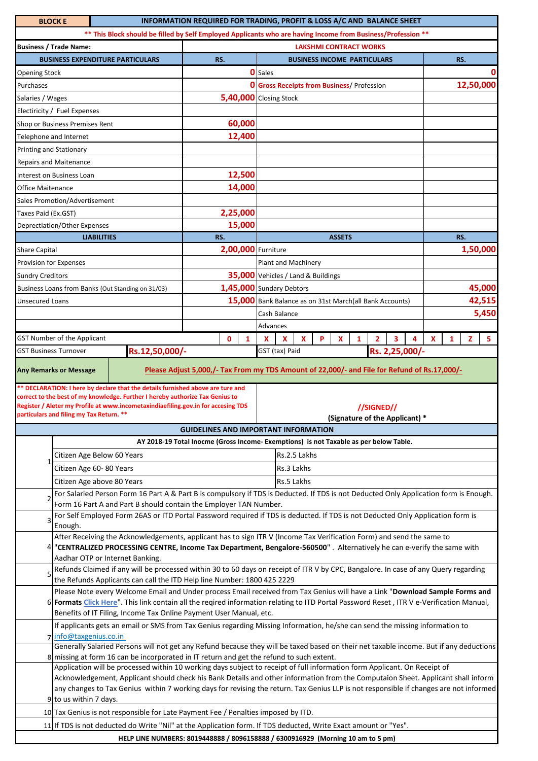| BLOCK E | INFORMATION REQUIRED FOR TRADING, PROFIT & LOSS A/C AND BALANCE SHEET | | |
|---|---|---|---|
| ** This Block should be filled by Self Employed Applicants who are having Income from Business/Profession ** | | | |
| Business / Trade Name: | LAKSHMI CONTRACT WORKS | | |
| **BUSINESS EXPENDITURE PARTICULARS** | **RS.** | **BUSINESS INCOME PARTICULARS** | **RS.** |
| Opening Stock | 0 | Sales | 0 |
| Purchases | 0 | Gross Receipts from Business/ Profession | 12,50,000 |
| Salaries / Wages | 5,40,000 | Closing Stock | |
| Electericity / Fuel Expenses | | | |
| Shop or Business Premises Rent | 60,000 | | |
| Telephone and Internet | 12,400 | | |
| Printing and Stationary | | | |
| Repairs and Maitenance | | | |
| Interest on Business Loan | 12,500 | | |
| Office Maitenance | 14,000 | | |
| Sales Promotion/Advertisement | | | |
| Taxes Paid (Ex.GST) | 2,25,000 | | |
| Depreciation/Other Expenses | 15,000 | | |
| **LIABILITIES** | **RS.** | **ASSETS** | **RS.** |
| Share Capital | 2,00,000 | Furniture | 1,50,000 |
| Provision for Expenses | | Plant and Machinery | |
| Sundry Creditors | 35,000 | Vehicles / Land & Buildings | |
| Business Loans from Banks (Out Standing on 31/03) | 1,45,000 | Sundary Debtors | 45,000 |
| Unsecured Loans | 15,000 | Bank Balance as on 31st March(all Bank Accounts) | 42,515 |
| | | Cash Balance | 5,450 |
| | | Advances | |
| GST Number of the Applicant | 0 1 X X X P X 1 2 3 4 X 1 Z 5 | | |
| GST Business Turnover | Rs.12,50,000/- | GST (tax) Paid | Rs. 2,25,000/- |
| **Any Remarks or Message** | Please Adjust 5,000,/- Tax From my TDS Amount of 22,000/- and File for Refund of Rs.17,000/- | | |

** DECLARATION: I here by declare that the details furnished above are ture and correct to the best of my knowledge. Further I hereby authorize Tax Genius to Register / Aleter my Profile at www.incometaxindiaefiling.gov.in for accesing TDS particulars and filing my Tax Return. **

//SIGNED//

**(Signature of the Applicant) ***

## GUIDELINES AND IMPORTANT INFORMATION

1. **AY 2018-19 Total Inocme (Gross Income- Exemptions) is not Taxable as per below Table.**

| | |
|---|---|
| Citizen Age Below 60 Years | Rs.2.5 Lakhs |
| Citizen Age 60- 80 Years | Rs.3 Lakhs |
| Citizen Age above 80 Years | Rs.5 Lakhs |

2. For Salaried Person Form 16 Part A & Part B is compulsory if TDS is Deducted. If TDS is not Deducted Only Application form is Enough. Form 16 Part A and Part B should contain the Employer TAN Number.
3. For Self Employed Form 26AS or ITD Portal Password required if TDS is deducted. If TDS is not Deducted Only Application form is Enough.
4. After Receiving the Acknowledgements, applicant has to sign ITR V (Income Tax Verification Form) and send the same to "**CENTRALIZED PROCESSING CENTRE, Income Tax Department, Bengalore-560500**". Alternatively he can e-verify the same with Aadhar OTP or Internet Banking.
5. Refunds Claimed if any will be processed within 30 to 60 days on receipt of ITR V by CPC, Bangalore. In case of any Query regarding the Refunds Applicants can call the ITD Help line Number: 1800 425 2229
6. Please Note every Welcome Email and Under process Email received from Tax Genius will have a Link "**Download Sample Forms and Formats** Click Here". This link contain all the reqired information relating to ITD Portal Password Reset , ITR V e-Verification Manual, Benefits of IT Filing, Income Tax Online Payment User Manual, etc.
7. If applicants gets an email or SMS from Tax Genius regarding Missing Information, he/she can send the missing information to info@taxgenius.co.in
8. Generally Salaried Persons will not get any Refund because they will be taxed based on their net taxable income. But if any deductions missing at form 16 can be incorporated in IT return and get the refund to such extent.
9. Application will be processed within 10 working days subject to receipt of full information form Applicant. On Receipt of Acknowledgement, Applicant should check his Bank Details and other information from the Computaion Sheet. Applicant shall inform any changes to Tax Genius within 7 working days for revising the return. Tax Genius LLP is not responsible if changes are not informed to us within 7 days.
10. Tax Genius is not responsible for Late Payment Fee / Penalties imposed by ITD.
11. If TDS is not deducted do Write "Nil" at the Application form. If TDS deducted, Write Exact amount or "Yes".

**HELP LINE NUMBERS: 8019448888 / 8096158888 / 6300916929 (Morning 10 am to 5 pm)**